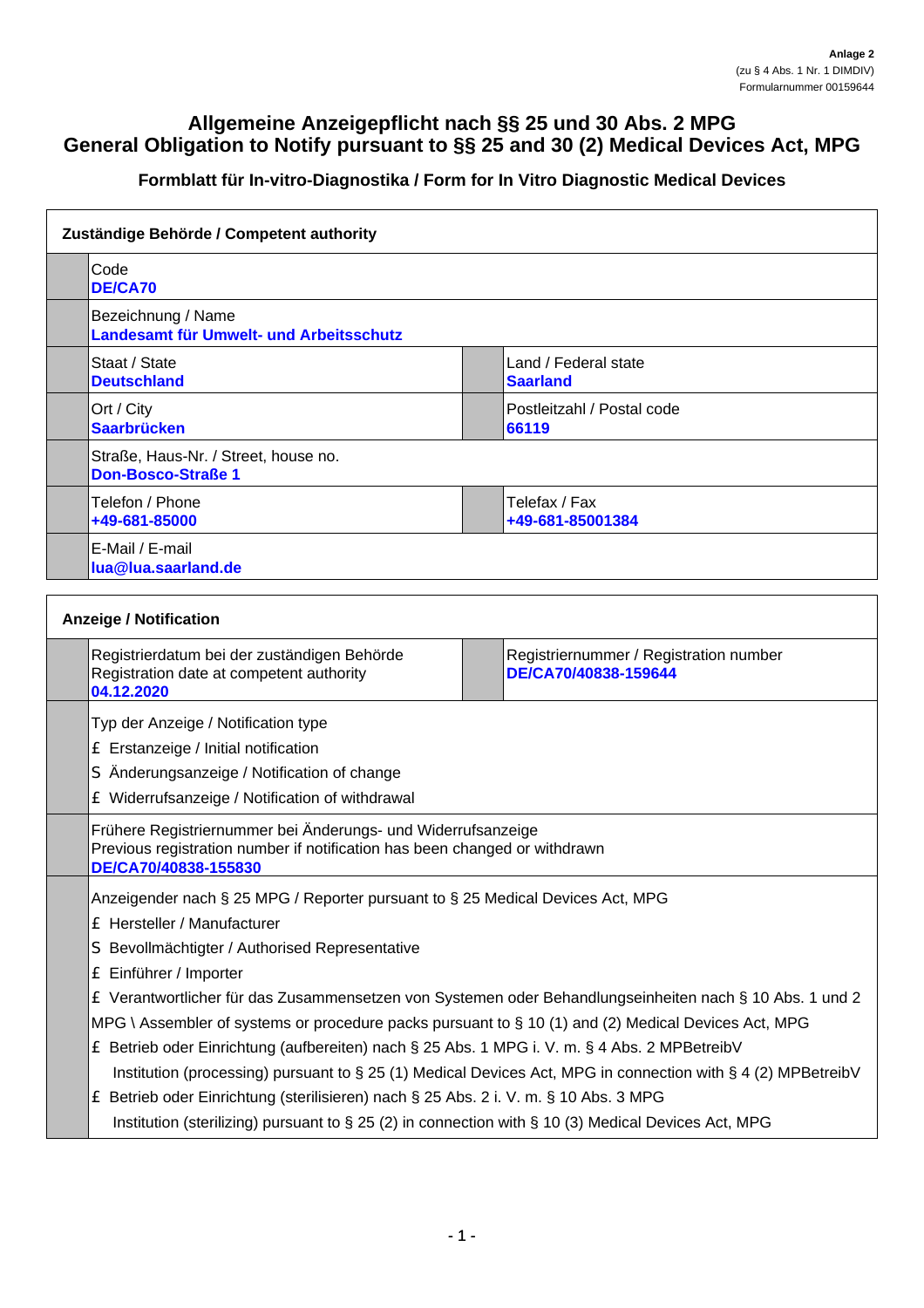Anlage 2
(zu § 4 Abs. 1 Nr. 1 DIMDIV)
Formularnummer 00159644

# Allgemeine Anzeigepflicht nach §§ 25 und 30 Abs. 2 MPG
# General Obligation to Notify pursuant to §§ 25 and 30 (2) Medical Devices Act, MPG

### Formblatt für In-vitro-Diagnostika / Form for In Vitro Diagnostic Medical Devices

## Zuständige Behörde / Competent authority

| | |
|---|---|
| Code<br>**DE/CA70** | |
| Bezeichnung / Name<br>**Landesamt für Umwelt- und Arbeitsschutz** | |
| Staat / State<br>**Deutschland** | Land / Federal state<br>**Saarland** |
| Ort / City<br>**Saarbrücken** | Postleitzahl / Postal code<br>**66119** |
| Straße, Haus-Nr. / Street, house no.<br>**Don-Bosco-Straße 1** | |
| Telefon / Phone<br>**+49-681-85000** | Telefax / Fax<br>**+49-681-85001384** |
| E-Mail / E-mail<br>**lua@lua.saarland.de** | |

## Anzeige / Notification

| | |
|---|---|
| Registrierdatum bei der zuständigen Behörde<br>Registration date at competent authority<br>**04.12.2020** | Registriernummer / Registration number<br>**DE/CA70/40838-159644** |

Typ der Anzeige / Notification type

- £ Erstanzeige / Initial notification
- S Änderungsanzeige / Notification of change
- £ Widerrufsanzeige / Notification of withdrawal

Frühere Registriernummer bei Änderungs- und Widerrufsanzeige
Previous registration number if notification has been changed or withdrawn
**DE/CA70/40838-155830**

Anzeigender nach § 25 MPG / Reporter pursuant to § 25 Medical Devices Act, MPG

- £ Hersteller / Manufacturer
- S Bevollmächtigter / Authorised Representative
- £ Einführer / Importer
- £ Verantwortlicher für das Zusammensetzen von Systemen oder Behandlungseinheiten nach § 10 Abs. 1 und 2 MPG \ Assembler of systems or procedure packs pursuant to § 10 (1) and (2) Medical Devices Act, MPG
- £ Betrieb oder Einrichtung (aufbereiten) nach § 25 Abs. 1 MPG i. V. m. § 4 Abs. 2 MPBetreibV
  Institution (processing) pursuant to § 25 (1) Medical Devices Act, MPG in connection with § 4 (2) MPBetreibV
- £ Betrieb oder Einrichtung (sterilisieren) nach § 25 Abs. 2 i. V. m. § 10 Abs. 3 MPG
  Institution (sterilizing) pursuant to § 25 (2) in connection with § 10 (3) Medical Devices Act, MPG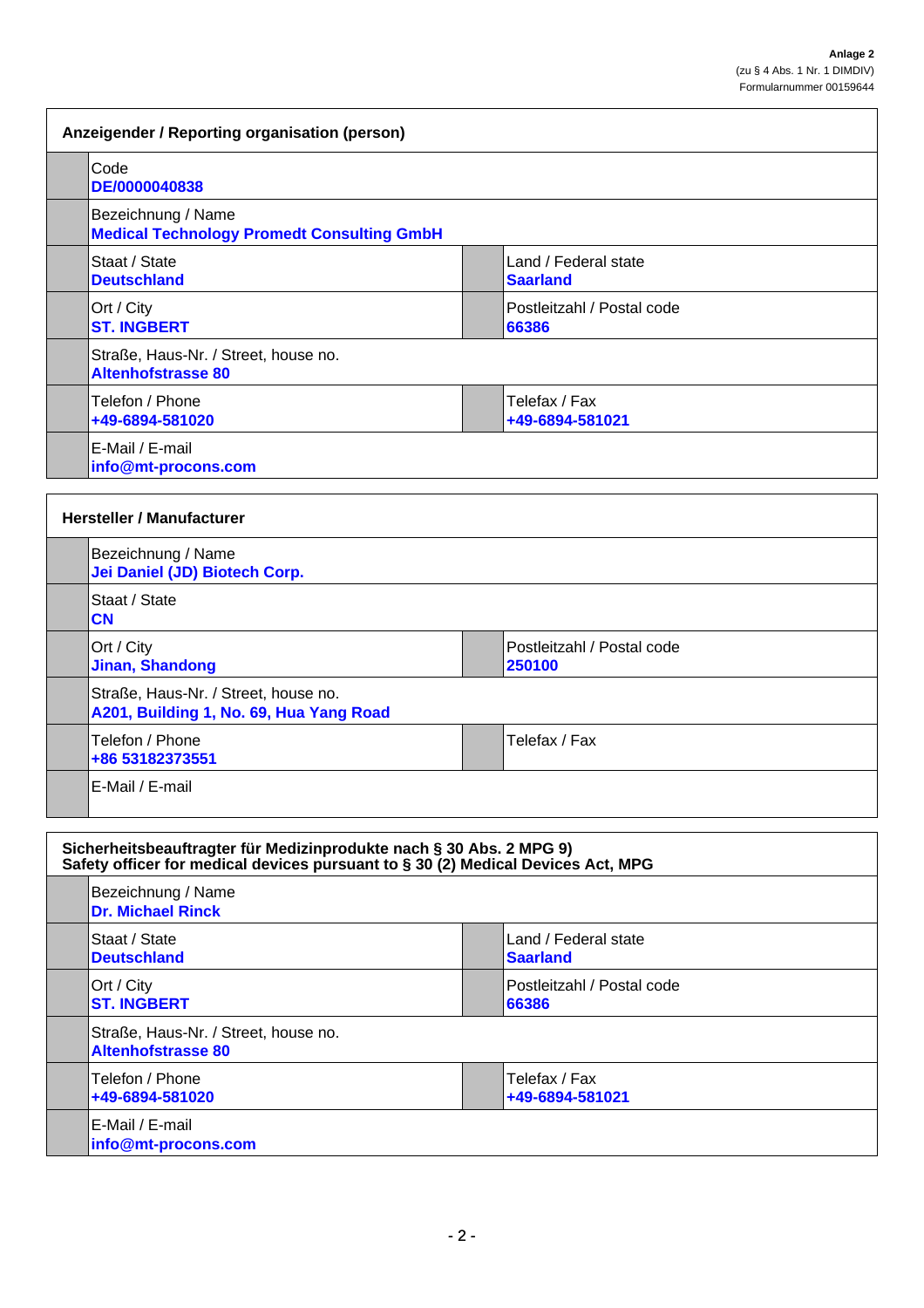**Anlage 2**
(zu § 4 Abs. 1 Nr. 1 DIMDIV)
Formularnummer 00159644

## Anzeigender / Reporting organisation (person)

| Field | Value | Field | Value |
|---|---|---|---|
| Code | **DE/0000040838** | | |
| Bezeichnung / Name | **Medical Technology Promedt Consulting GmbH** | | |
| Staat / State | **Deutschland** | Land / Federal state | **Saarland** |
| Ort / City | **ST. INGBERT** | Postleitzahl / Postal code | **66386** |
| Straße, Haus-Nr. / Street, house no. | **Altenhofstrasse 80** | | |
| Telefon / Phone | **+49-6894-581020** | Telefax / Fax | **+49-6894-581021** |
| E-Mail / E-mail | **info@mt-procons.com** | | |

## Hersteller / Manufacturer

| Field | Value | Field | Value |
|---|---|---|---|
| Bezeichnung / Name | **Jei Daniel (JD) Biotech Corp.** | | |
| Staat / State | **CN** | | |
| Ort / City | **Jinan, Shandong** | Postleitzahl / Postal code | **250100** |
| Straße, Haus-Nr. / Street, house no. | **A201, Building 1, No. 69, Hua Yang Road** | | |
| Telefon / Phone | **+86 53182373551** | Telefax / Fax | |
| E-Mail / E-mail | | | |

## Sicherheitsbeauftragter für Medizinprodukte nach § 30 Abs. 2 MPG 9) Safety officer for medical devices pursuant to § 30 (2) Medical Devices Act, MPG

| Field | Value | Field | Value |
|---|---|---|---|
| Bezeichnung / Name | **Dr. Michael Rinck** | | |
| Staat / State | **Deutschland** | Land / Federal state | **Saarland** |
| Ort / City | **ST. INGBERT** | Postleitzahl / Postal code | **66386** |
| Straße, Haus-Nr. / Street, house no. | **Altenhofstrasse 80** | | |
| Telefon / Phone | **+49-6894-581020** | Telefax / Fax | **+49-6894-581021** |
| E-Mail / E-mail | **info@mt-procons.com** | | |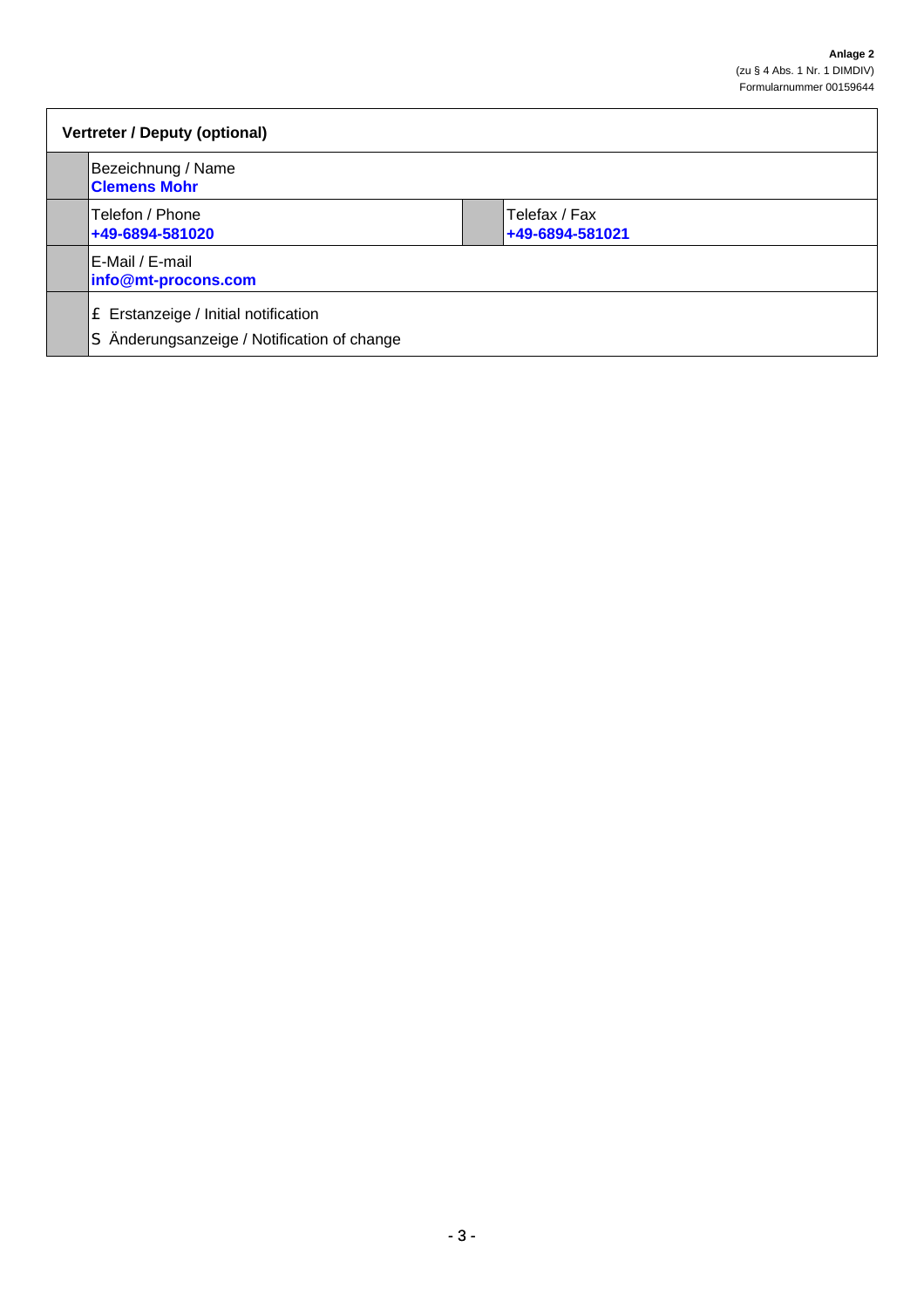**Anlage 2**
(zu § 4 Abs. 1 Nr. 1 DIMDIV)
Formularnummer 00159644

| **Vertreter / Deputy (optional)** | | | |
|---|---|---|---|
| | Bezeichnung / Name<br>**Clemens Mohr** | | |
| | Telefon / Phone<br>**+49-6894-581020** | | Telefax / Fax<br>**+49-6894-581021** |
| | E-Mail / E-mail<br>**info@mt-procons.com** | | |
| | £ Erstanzeige / Initial notification<br>S Änderungsanzeige / Notification of change | | |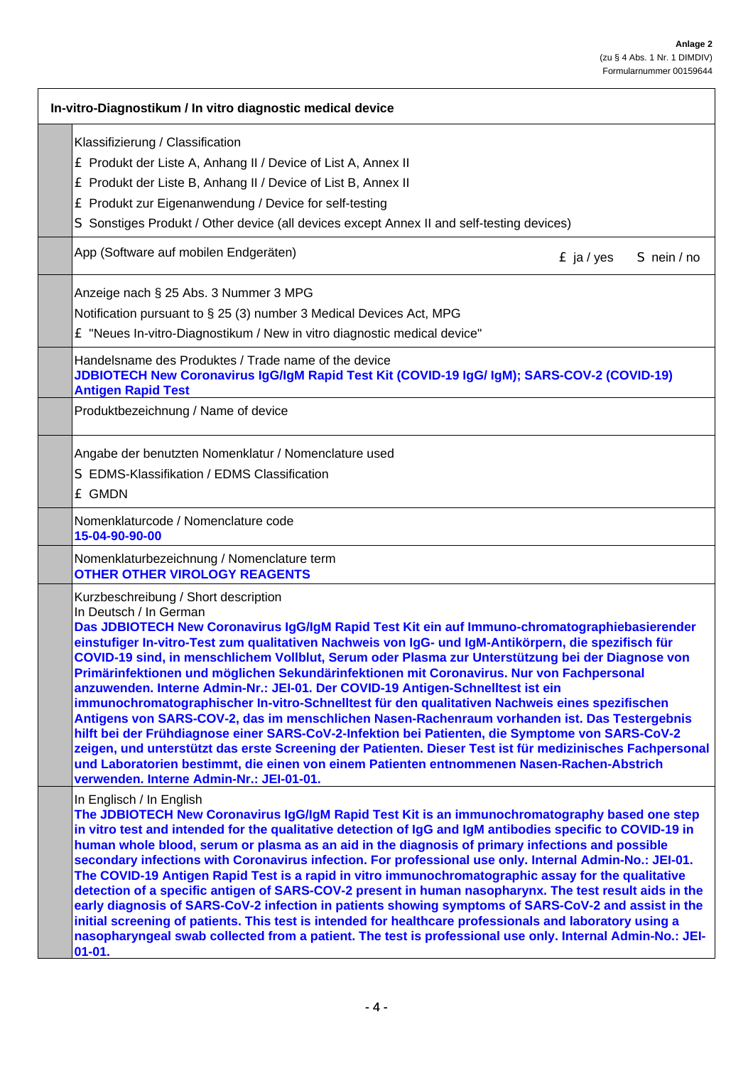**Anlage 2**
(zu § 4 Abs. 1 Nr. 1 DIMDIV)
Formularnummer 00159644

**In-vitro-Diagnostikum / In vitro diagnostic medical device**

Klassifizierung / Classification

£ Produkt der Liste A, Anhang II / Device of List A, Annex II

£ Produkt der Liste B, Anhang II / Device of List B, Annex II

£ Produkt zur Eigenanwendung / Device for self-testing

S Sonstiges Produkt / Other device (all devices except Annex II and self-testing devices)

App (Software auf mobilen Endgeräten) £ ja / yes S nein / no

Anzeige nach § 25 Abs. 3 Nummer 3 MPG

Notification pursuant to § 25 (3) number 3 Medical Devices Act, MPG

£ "Neues In-vitro-Diagnostikum / New in vitro diagnostic medical device"

Handelsname des Produktes / Trade name of the device
**JDBIOTECH New Coronavirus IgG/IgM Rapid Test Kit (COVID-19 IgG/ IgM); SARS-COV-2 (COVID-19) Antigen Rapid Test**

Produktbezeichnung / Name of device

Angabe der benutzten Nomenklatur / Nomenclature used

S EDMS-Klassifikation / EDMS Classification

£ GMDN

Nomenklaturcode / Nomenclature code
**15-04-90-90-00**

Nomenklaturbezeichnung / Nomenclature term
**OTHER OTHER VIROLOGY REAGENTS**

Kurzbeschreibung / Short description
In Deutsch / In German
**Das JDBIOTECH New Coronavirus IgG/IgM Rapid Test Kit ein auf Immuno-chromatographiebasierender einstufiger In-vitro-Test zum qualitativen Nachweis von IgG- und IgM-Antikörpern, die spezifisch für COVID-19 sind, in menschlichem Vollblut, Serum oder Plasma zur Unterstützung bei der Diagnose von Primärinfektionen und möglichen Sekundärinfektionen mit Coronavirus. Nur von Fachpersonal anzuwenden. Interne Admin-Nr.: JEI-01. Der COVID-19 Antigen-Schnelltest ist ein immunochromatographischer In-vitro-Schnelltest für den qualitativen Nachweis eines spezifischen Antigens von SARS-COV-2, das im menschlichen Nasen-Rachenraum vorhanden ist. Das Testergebnis hilft bei der Frühdiagnose einer SARS-CoV-2-Infektion bei Patienten, die Symptome von SARS-CoV-2 zeigen, und unterstützt das erste Screening der Patienten. Dieser Test ist für medizinisches Fachpersonal und Laboratorien bestimmt, die einen von einem Patienten entnommenen Nasen-Rachen-Abstrich verwenden. Interne Admin-Nr.: JEI-01-01.**

In Englisch / In English
**The JDBIOTECH New Coronavirus IgG/IgM Rapid Test Kit is an immunochromatography based one step in vitro test and intended for the qualitative detection of IgG and IgM antibodies specific to COVID-19 in human whole blood, serum or plasma as an aid in the diagnosis of primary infections and possible secondary infections with Coronavirus infection. For professional use only. Internal Admin-No.: JEI-01. The COVID-19 Antigen Rapid Test is a rapid in vitro immunochromatographic assay for the qualitative detection of a specific antigen of SARS-COV-2 present in human nasopharynx. The test result aids in the early diagnosis of SARS-CoV-2 infection in patients showing symptoms of SARS-CoV-2 and assist in the initial screening of patients. This test is intended for healthcare professionals and laboratory using a nasopharyngeal swab collected from a patient. The test is professional use only. Internal Admin-No.: JEI-01-01.**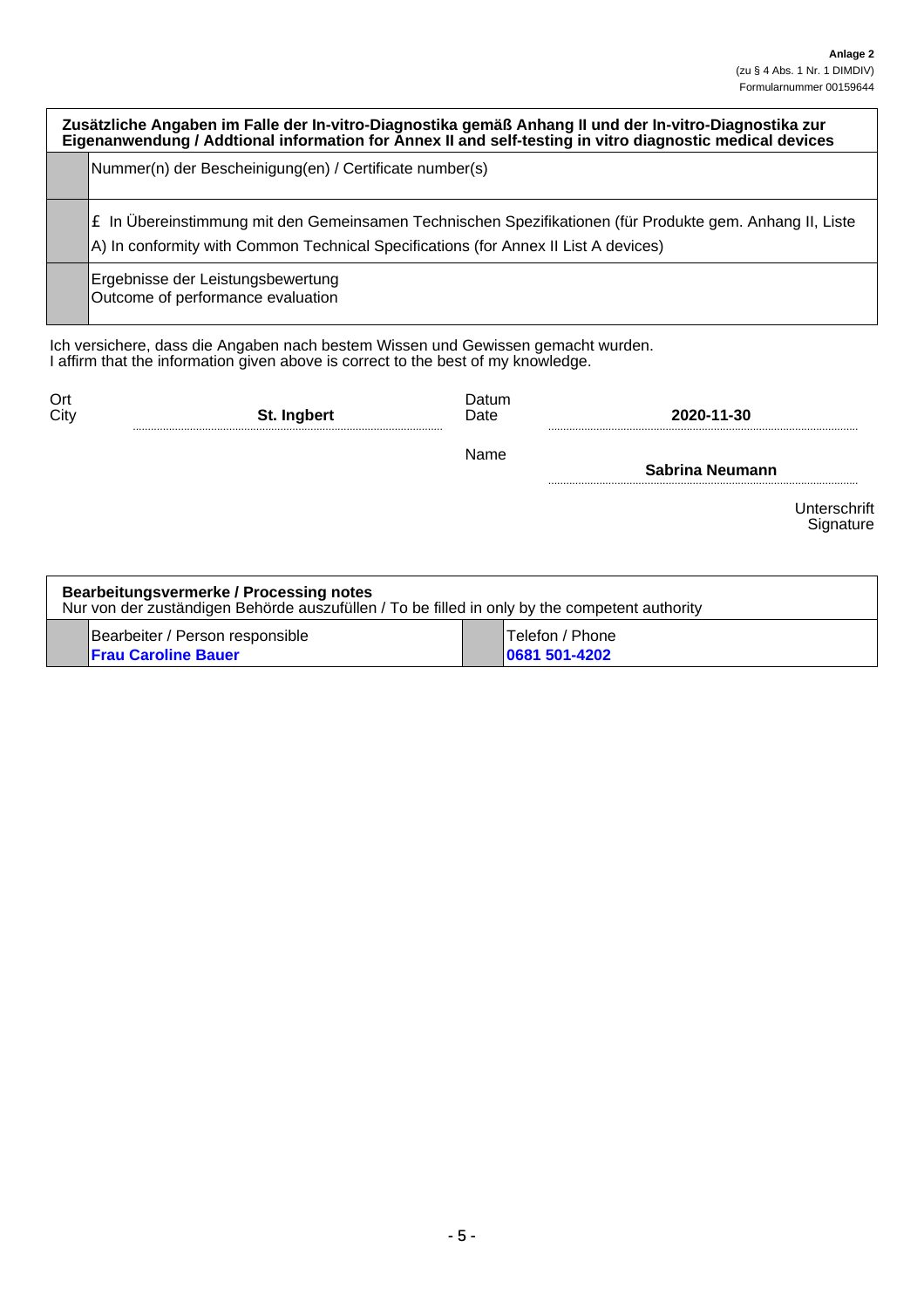**Anlage 2**
(zu § 4 Abs. 1 Nr. 1 DIMDIV)
Formularnummer 00159644

| **Zusätzliche Angaben im Falle der In-vitro-Diagnostika gemäß Anhang II und der In-vitro-Diagnostika zur Eigenanwendung / Addtional information for Annex II and self-testing in vitro diagnostic medical devices** | |
|---|---|
| | Nummer(n) der Bescheinigung(en) / Certificate number(s) |
| | £ In Übereinstimmung mit den Gemeinsamen Technischen Spezifikationen (für Produkte gem. Anhang II, Liste A) In conformity with Common Technical Specifications (for Annex II List A devices) |
| | Ergebnisse der Leistungsbewertung<br>Outcome of performance evaluation |

Ich versichere, dass die Angaben nach bestem Wissen und Gewissen gemacht wurden.
I affirm that the information given above is correct to the best of my knowledge.

Ort / City: **St. Ingbert**

Datum / Date: **2020-11-30**

Name: **Sabrina Neumann**

Unterschrift / Signature

| **Bearbeitungsvermerke / Processing notes**<br>Nur von der zuständigen Behörde auszufüllen / To be filled in only by the competent authority | | | |
|---|---|---|---|
| | Bearbeiter / Person responsible<br>**Frau Caroline Bauer** | | Telefon / Phone<br>**0681 501-4202** |